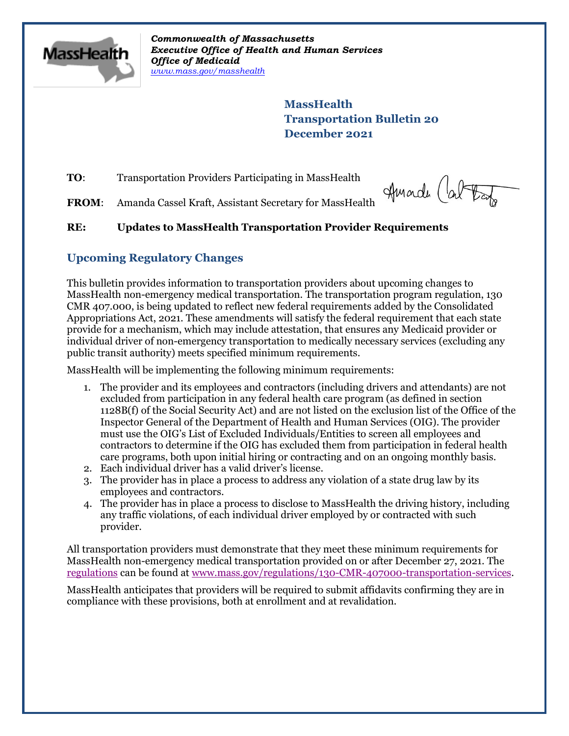*Commonwealth of Massachusetts*
***Executive Office of Health and Human Services***
***Office of Medicaid***
*www.mass.gov/masshealth*

**MassHealth**
**Transportation Bulletin 20**
**December 2021**

**TO**: Transportation Providers Participating in MassHealth

**FROM**: Amanda Cassel Kraft, Assistant Secretary for MassHealth

**RE: Updates to MassHealth Transportation Provider Requirements**

## Upcoming Regulatory Changes

This bulletin provides information to transportation providers about upcoming changes to MassHealth non-emergency medical transportation. The transportation program regulation, 130 CMR 407.000, is being updated to reflect new federal requirements added by the Consolidated Appropriations Act, 2021. These amendments will satisfy the federal requirement that each state provide for a mechanism, which may include attestation, that ensures any Medicaid provider or individual driver of non-emergency transportation to medically necessary services (excluding any public transit authority) meets specified minimum requirements.

MassHealth will be implementing the following minimum requirements:

1. The provider and its employees and contractors (including drivers and attendants) are not excluded from participation in any federal health care program (as defined in section 1128B(f) of the Social Security Act) and are not listed on the exclusion list of the Office of the Inspector General of the Department of Health and Human Services (OIG). The provider must use the OIG's List of Excluded Individuals/Entities to screen all employees and contractors to determine if the OIG has excluded them from participation in federal health care programs, both upon initial hiring or contracting and on an ongoing monthly basis.
2. Each individual driver has a valid driver's license.
3. The provider has in place a process to address any violation of a state drug law by its employees and contractors.
4. The provider has in place a process to disclose to MassHealth the driving history, including any traffic violations, of each individual driver employed by or contracted with such provider.

All transportation providers must demonstrate that they meet these minimum requirements for MassHealth non-emergency medical transportation provided on or after December 27, 2021. The regulations can be found at www.mass.gov/regulations/130-CMR-407000-transportation-services.

MassHealth anticipates that providers will be required to submit affidavits confirming they are in compliance with these provisions, both at enrollment and at revalidation.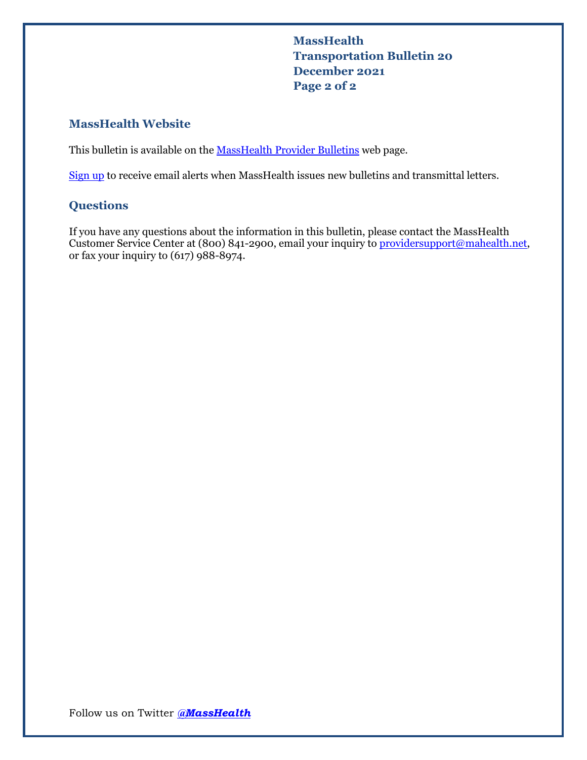## MassHealth Website

This bulletin is available on the MassHealth Provider Bulletins web page.

Sign up to receive email alerts when MassHealth issues new bulletins and transmittal letters.

## Questions

If you have any questions about the information in this bulletin, please contact the MassHealth Customer Service Center at (800) 841-2900, email your inquiry to providersupport@mahealth.net, or fax your inquiry to (617) 988-8974.

Follow us on Twitter ***@MassHealth***